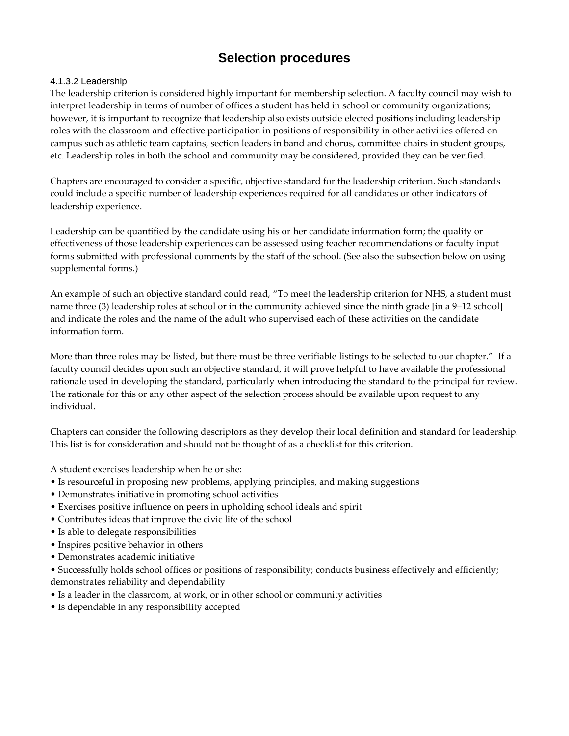# Selection procedures

### 4.1.3.2 Leadership

The leadership criterion is considered highly important for membership selection. A faculty council may wish to interpret leadership in terms of number of offices a student has held in school or community organizations; however, it is important to recognize that leadership also exists outside elected positions including leadership roles with the classroom and effective participation in positions of responsibility in other activities offered on campus such as athletic team captains, section leaders in band and chorus, committee chairs in student groups, etc. Leadership roles in both the school and community may be considered, provided they can be verified.

Chapters are encouraged to consider a specific, objective standard for the leadership criterion. Such standards could include a specific number of leadership experiences required for all candidates or other indicators of leadership experience.

Leadership can be quantified by the candidate using his or her candidate information form; the quality or effectiveness of those leadership experiences can be assessed using teacher recommendations or faculty input forms submitted with professional comments by the staff of the school. (See also the subsection below on using supplemental forms.)

An example of such an objective standard could read, "To meet the leadership criterion for NHS, a student must name three (3) leadership roles at school or in the community achieved since the ninth grade [in a 9–12 school] and indicate the roles and the name of the adult who supervised each of these activities on the candidate information form.

More than three roles may be listed, but there must be three verifiable listings to be selected to our chapter." If a faculty council decides upon such an objective standard, it will prove helpful to have available the professional rationale used in developing the standard, particularly when introducing the standard to the principal for review. The rationale for this or any other aspect of the selection process should be available upon request to any individual.

Chapters can consider the following descriptors as they develop their local definition and standard for leadership. This list is for consideration and should not be thought of as a checklist for this criterion.

A student exercises leadership when he or she:

- Is resourceful in proposing new problems, applying principles, and making suggestions
- Demonstrates initiative in promoting school activities
- Exercises positive influence on peers in upholding school ideals and spirit
- Contributes ideas that improve the civic life of the school
- Is able to delegate responsibilities
- Inspires positive behavior in others
- Demonstrates academic initiative
- Successfully holds school offices or positions of responsibility; conducts business effectively and efficiently; demonstrates reliability and dependability
- Is a leader in the classroom, at work, or in other school or community activities
- Is dependable in any responsibility accepted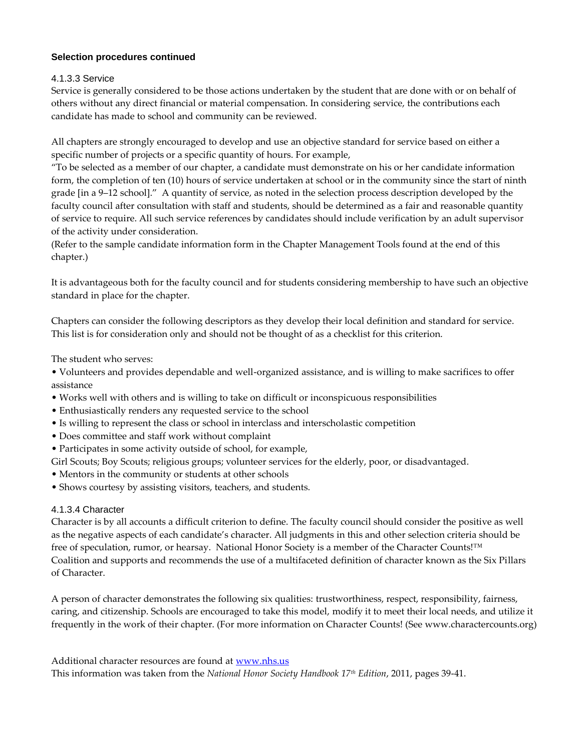**Selection procedures continued**

### 4.1.3.3 Service

Service is generally considered to be those actions undertaken by the student that are done with or on behalf of others without any direct financial or material compensation. In considering service, the contributions each candidate has made to school and community can be reviewed.

All chapters are strongly encouraged to develop and use an objective standard for service based on either a specific number of projects or a specific quantity of hours. For example,
"To be selected as a member of our chapter, a candidate must demonstrate on his or her candidate information form, the completion of ten (10) hours of service undertaken at school or in the community since the start of ninth grade [in a 9–12 school]." A quantity of service, as noted in the selection process description developed by the faculty council after consultation with staff and students, should be determined as a fair and reasonable quantity of service to require. All such service references by candidates should include verification by an adult supervisor of the activity under consideration.
(Refer to the sample candidate information form in the Chapter Management Tools found at the end of this chapter.)

It is advantageous both for the faculty council and for students considering membership to have such an objective standard in place for the chapter.

Chapters can consider the following descriptors as they develop their local definition and standard for service. This list is for consideration only and should not be thought of as a checklist for this criterion.

The student who serves:

- Volunteers and provides dependable and well-organized assistance, and is willing to make sacrifices to offer assistance
- Works well with others and is willing to take on difficult or inconspicuous responsibilities
- Enthusiastically renders any requested service to the school
- Is willing to represent the class or school in interclass and interscholastic competition
- Does committee and staff work without complaint
- Participates in some activity outside of school, for example,
  Girl Scouts; Boy Scouts; religious groups; volunteer services for the elderly, poor, or disadvantaged.
- Mentors in the community or students at other schools
- Shows courtesy by assisting visitors, teachers, and students.

### 4.1.3.4 Character

Character is by all accounts a difficult criterion to define. The faculty council should consider the positive as well as the negative aspects of each candidate's character. All judgments in this and other selection criteria should be free of speculation, rumor, or hearsay. National Honor Society is a member of the Character Counts!™ Coalition and supports and recommends the use of a multifaceted definition of character known as the Six Pillars of Character.

A person of character demonstrates the following six qualities: trustworthiness, respect, responsibility, fairness, caring, and citizenship. Schools are encouraged to take this model, modify it to meet their local needs, and utilize it frequently in the work of their chapter. (For more information on Character Counts! (See www.charactercounts.org)

Additional character resources are found at [www.nhs.us](http://www.nhs.us)
This information was taken from the *National Honor Society Handbook 17th Edition*, 2011, pages 39-41.